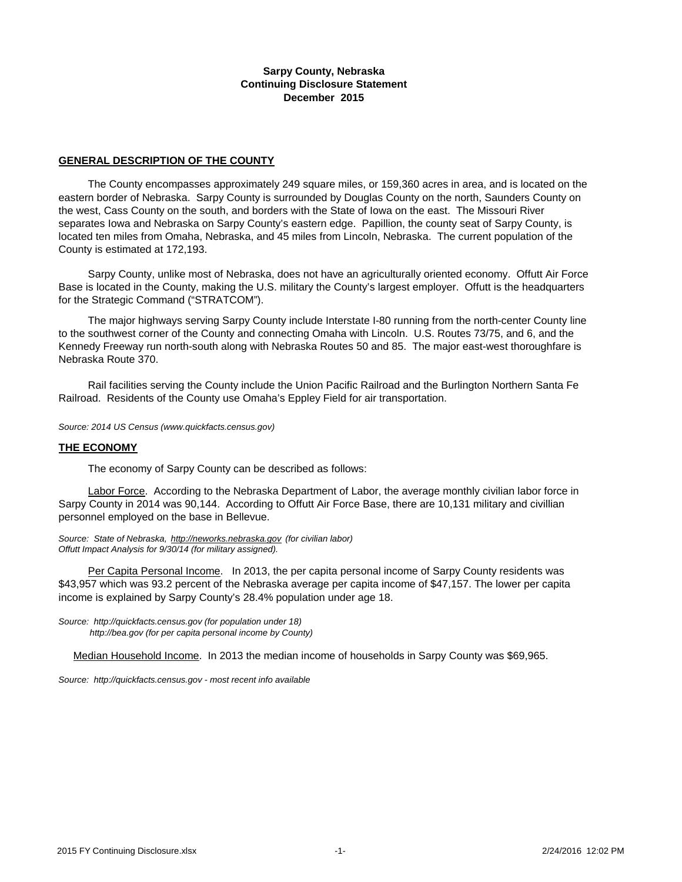**Sarpy County, Nebraska**
**Continuing Disclosure Statement**
**December 2015**

## GENERAL DESCRIPTION OF THE COUNTY

The County encompasses approximately 249 square miles, or 159,360 acres in area, and is located on the eastern border of Nebraska. Sarpy County is surrounded by Douglas County on the north, Saunders County on the west, Cass County on the south, and borders with the State of Iowa on the east. The Missouri River separates Iowa and Nebraska on Sarpy County's eastern edge. Papillion, the county seat of Sarpy County, is located ten miles from Omaha, Nebraska, and 45 miles from Lincoln, Nebraska. The current population of the County is estimated at 172,193.

Sarpy County, unlike most of Nebraska, does not have an agriculturally oriented economy. Offutt Air Force Base is located in the County, making the U.S. military the County's largest employer. Offutt is the headquarters for the Strategic Command ("STRATCOM").

The major highways serving Sarpy County include Interstate I-80 running from the north-center County line to the southwest corner of the County and connecting Omaha with Lincoln. U.S. Routes 73/75, and 6, and the Kennedy Freeway run north-south along with Nebraska Routes 50 and 85. The major east-west thoroughfare is Nebraska Route 370.

Rail facilities serving the County include the Union Pacific Railroad and the Burlington Northern Santa Fe Railroad. Residents of the County use Omaha's Eppley Field for air transportation.

*Source: 2014 US Census (www.quickfacts.census.gov)*

## THE ECONOMY

The economy of Sarpy County can be described as follows:

Labor Force. According to the Nebraska Department of Labor, the average monthly civilian labor force in Sarpy County in 2014 was 90,144. According to Offutt Air Force Base, there are 10,131 military and civillian personnel employed on the base in Bellevue.

*Source: State of Nebraska, http://neworks.nebraska.gov (for civilian labor)*
*Offutt Impact Analysis for 9/30/14 (for military assigned).*

Per Capita Personal Income. In 2013, the per capita personal income of Sarpy County residents was $43,957 which was 93.2 percent of the Nebraska average per capita income of $47,157. The lower per capita income is explained by Sarpy County's 28.4% population under age 18.

*Source: http://quickfacts.census.gov (for population under 18)*
*http://bea.gov (for per capita personal income by County)*

Median Household Income. In 2013 the median income of households in Sarpy County was $69,965.

*Source: http://quickfacts.census.gov - most recent info available*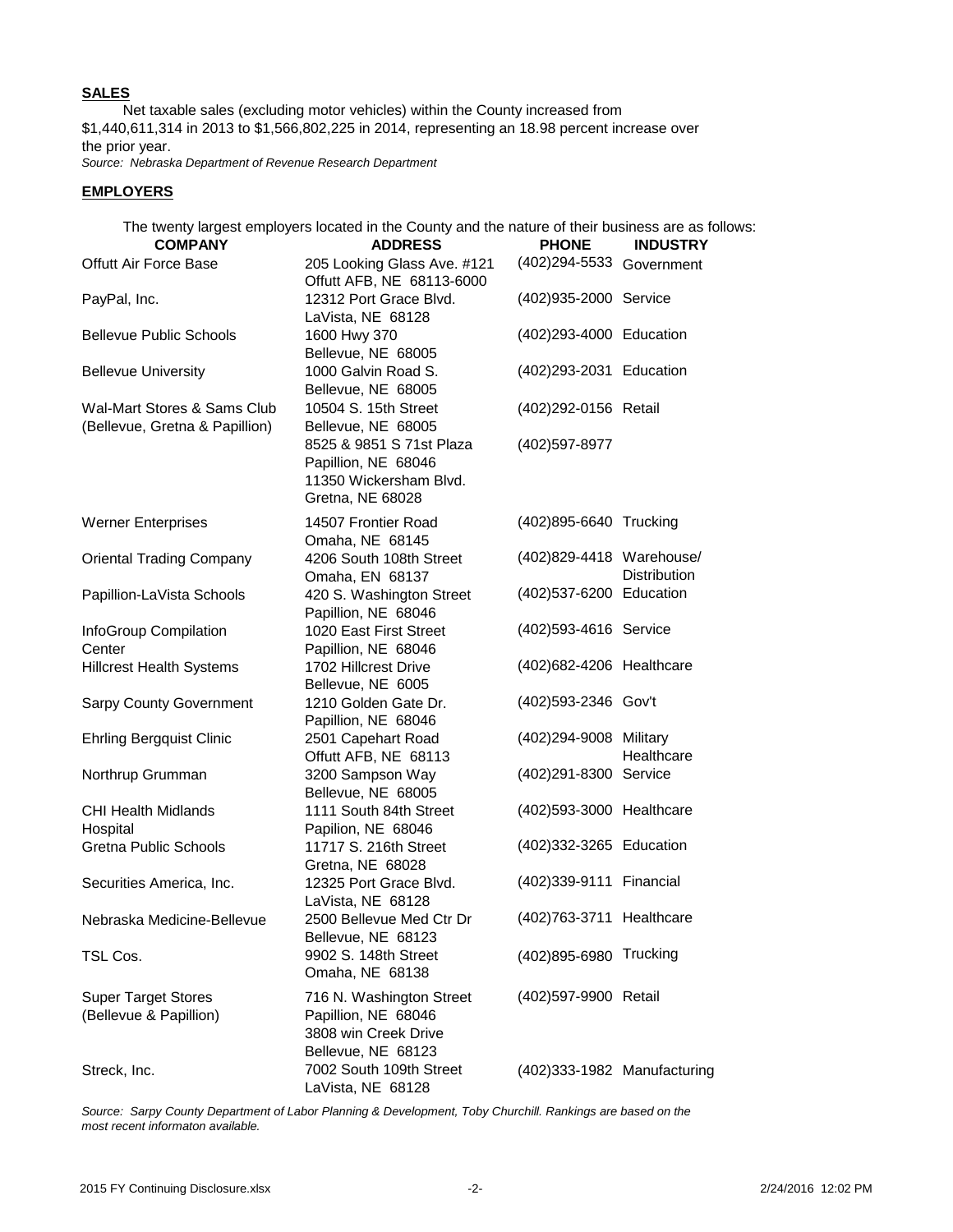**SALES**

Net taxable sales (excluding motor vehicles) within the County increased from $1,440,611,314 in 2013 to $1,566,802,225 in 2014, representing an 18.98 percent increase over the prior year.

*Source: Nebraska Department of Revenue Research Department*

**EMPLOYERS**

The twenty largest employers located in the County and the nature of their business are as follows:

| COMPANY | ADDRESS | PHONE | INDUSTRY |
|---|---|---|---|
| Offutt Air Force Base | 205 Looking Glass Ave. #121<br>Offutt AFB, NE 68113-6000 | (402)294-5533 | Government |
| PayPal, Inc. | 12312 Port Grace Blvd.<br>LaVista, NE 68128 | (402)935-2000 | Service |
| Bellevue Public Schools | 1600 Hwy 370<br>Bellevue, NE 68005 | (402)293-4000 | Education |
| Bellevue University | 1000 Galvin Road S.<br>Bellevue, NE 68005 | (402)293-2031 | Education |
| Wal-Mart Stores & Sams Club<br>(Bellevue, Gretna & Papillion) | 10504 S. 15th Street<br>Bellevue, NE 68005<br>8525 & 9851 S 71st Plaza<br>Papillion, NE 68046<br>11350 Wickersham Blvd.<br>Gretna, NE 68028 | (402)292-0156<br><br>(402)597-8977 | Retail |
| Werner Enterprises | 14507 Frontier Road<br>Omaha, NE 68145 | (402)895-6640 | Trucking |
| Oriental Trading Company | 4206 South 108th Street<br>Omaha, EN 68137 | (402)829-4418 | Warehouse/<br>Distribution |
| Papillion-LaVista Schools | 420 S. Washington Street<br>Papillion, NE 68046 | (402)537-6200 | Education |
| InfoGroup Compilation Center | 1020 East First Street<br>Papillion, NE 68046 | (402)593-4616 | Service |
| Hillcrest Health Systems | 1702 Hillcrest Drive<br>Bellevue, NE 6005 | (402)682-4206 | Healthcare |
| Sarpy County Government | 1210 Golden Gate Dr.<br>Papillion, NE 68046 | (402)593-2346 | Gov't |
| Ehrling Bergquist Clinic | 2501 Capehart Road<br>Offutt AFB, NE 68113 | (402)294-9008 | Military<br>Healthcare |
| Northrup Grumman | 3200 Sampson Way<br>Bellevue, NE 68005 | (402)291-8300 | Service |
| CHI Health Midlands Hospital | 1111 South 84th Street<br>Papilion, NE 68046 | (402)593-3000 | Healthcare |
| Gretna Public Schools | 11717 S. 216th Street<br>Gretna, NE 68028 | (402)332-3265 | Education |
| Securities America, Inc. | 12325 Port Grace Blvd.<br>LaVista, NE 68128 | (402)339-9111 | Financial |
| Nebraska Medicine-Bellevue | 2500 Bellevue Med Ctr Dr<br>Bellevue, NE 68123 | (402)763-3711 | Healthcare |
| TSL Cos. | 9902 S. 148th Street<br>Omaha, NE 68138 | (402)895-6980 | Trucking |
| Super Target Stores<br>(Bellevue & Papillion) | 716 N. Washington Street<br>Papillion, NE 68046<br>3808 win Creek Drive<br>Bellevue, NE 68123 | (402)597-9900 | Retail |
| Streck, Inc. | 7002 South 109th Street<br>LaVista, NE 68128 | (402)333-1982 | Manufacturing |

*Source: Sarpy County Department of Labor Planning & Development, Toby Churchill. Rankings are based on the most recent informaton available.*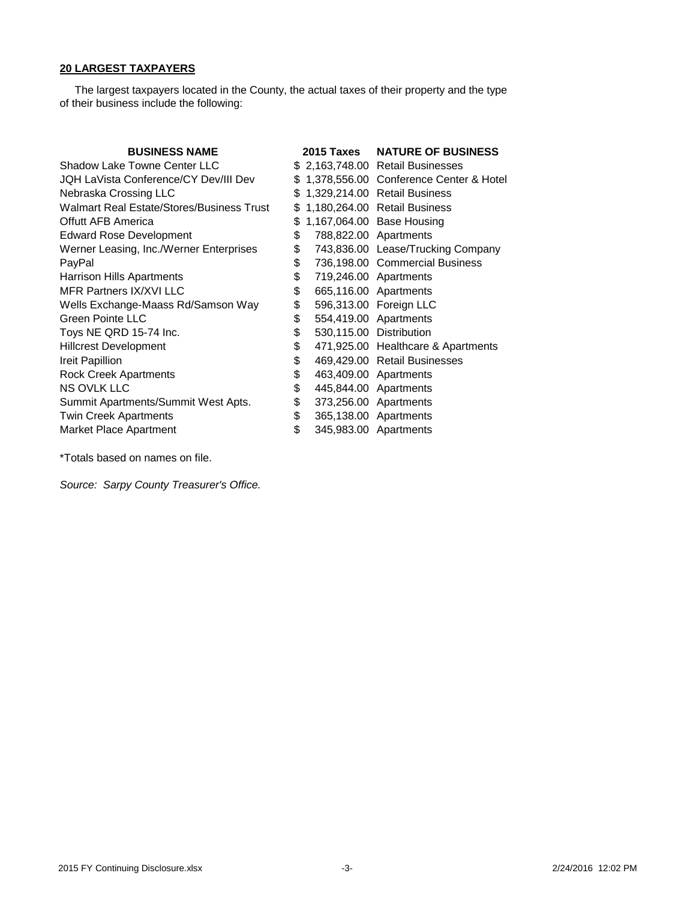## 20 LARGEST TAXPAYERS

The largest taxpayers located in the County, the actual taxes of their property and the type of their business include the following:

| BUSINESS NAME | 2015 Taxes | NATURE OF BUSINESS |
|---|---|---|
| Shadow Lake Towne Center LLC | $ 2,163,748.00 | Retail Businesses |
| JQH LaVista Conference/CY Dev/III Dev | $ 1,378,556.00 | Conference Center & Hotel |
| Nebraska Crossing LLC | $ 1,329,214.00 | Retail Business |
| Walmart Real Estate/Stores/Business Trust | $ 1,180,264.00 | Retail Business |
| Offutt AFB America | $ 1,167,064.00 | Base Housing |
| Edward Rose Development | $ 788,822.00 | Apartments |
| Werner Leasing, Inc./Werner Enterprises | $ 743,836.00 | Lease/Trucking Company |
| PayPal | $ 736,198.00 | Commercial Business |
| Harrison Hills Apartments | $ 719,246.00 | Apartments |
| MFR Partners IX/XVI LLC | $ 665,116.00 | Apartments |
| Wells Exchange-Maass Rd/Samson Way | $ 596,313.00 | Foreign LLC |
| Green Pointe LLC | $ 554,419.00 | Apartments |
| Toys NE QRD 15-74 Inc. | $ 530,115.00 | Distribution |
| Hillcrest Development | $ 471,925.00 | Healthcare & Apartments |
| Ireit Papillion | $ 469,429.00 | Retail Businesses |
| Rock Creek Apartments | $ 463,409.00 | Apartments |
| NS OVLK LLC | $ 445,844.00 | Apartments |
| Summit Apartments/Summit West Apts. | $ 373,256.00 | Apartments |
| Twin Creek Apartments | $ 365,138.00 | Apartments |
| Market Place Apartment | $ 345,983.00 | Apartments |

*Totals based on names on file.

*Source: Sarpy County Treasurer's Office.*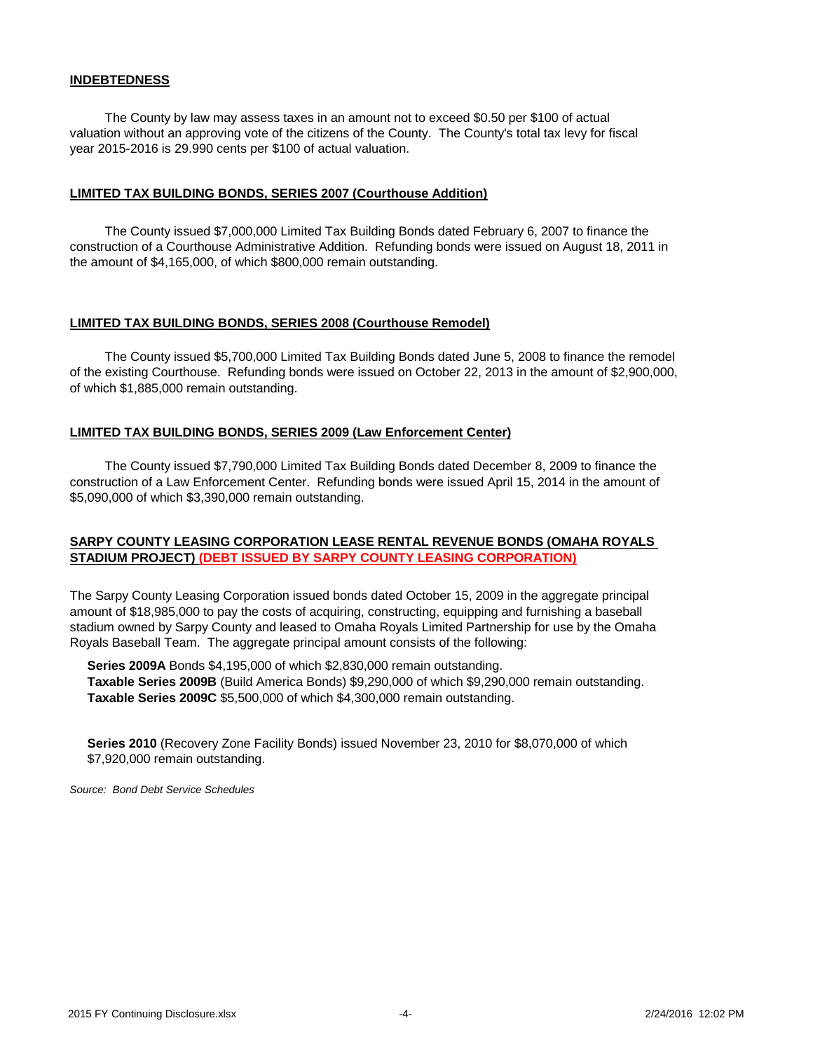## INDEBTEDNESS

The County by law may assess taxes in an amount not to exceed $0.50 per $100 of actual valuation without an approving vote of the citizens of the County. The County's total tax levy for fiscal year 2015-2016 is 29.990 cents per $100 of actual valuation.

## LIMITED TAX BUILDING BONDS, SERIES 2007 (Courthouse Addition)

The County issued $7,000,000 Limited Tax Building Bonds dated February 6, 2007 to finance the construction of a Courthouse Administrative Addition. Refunding bonds were issued on August 18, 2011 in the amount of $4,165,000, of which $800,000 remain outstanding.

## LIMITED TAX BUILDING BONDS, SERIES 2008 (Courthouse Remodel)

The County issued $5,700,000 Limited Tax Building Bonds dated June 5, 2008 to finance the remodel of the existing Courthouse. Refunding bonds were issued on October 22, 2013 in the amount of $2,900,000, of which $1,885,000 remain outstanding.

## LIMITED TAX BUILDING BONDS, SERIES 2009 (Law Enforcement Center)

The County issued $7,790,000 Limited Tax Building Bonds dated December 8, 2009 to finance the construction of a Law Enforcement Center. Refunding bonds were issued April 15, 2014 in the amount of $5,090,000 of which $3,390,000 remain outstanding.

## SARPY COUNTY LEASING CORPORATION LEASE RENTAL REVENUE BONDS (OMAHA ROYALS STADIUM PROJECT) (DEBT ISSUED BY SARPY COUNTY LEASING CORPORATION)

The Sarpy County Leasing Corporation issued bonds dated October 15, 2009 in the aggregate principal amount of $18,985,000 to pay the costs of acquiring, constructing, equipping and furnishing a baseball stadium owned by Sarpy County and leased to Omaha Royals Limited Partnership for use by the Omaha Royals Baseball Team. The aggregate principal amount consists of the following:

**Series 2009A** Bonds $4,195,000 of which $2,830,000 remain outstanding.
**Taxable Series 2009B** (Build America Bonds) $9,290,000 of which $9,290,000 remain outstanding.
**Taxable Series 2009C** $5,500,000 of which $4,300,000 remain outstanding.

**Series 2010** (Recovery Zone Facility Bonds) issued November 23, 2010 for $8,070,000 of which $7,920,000 remain outstanding.

*Source: Bond Debt Service Schedules*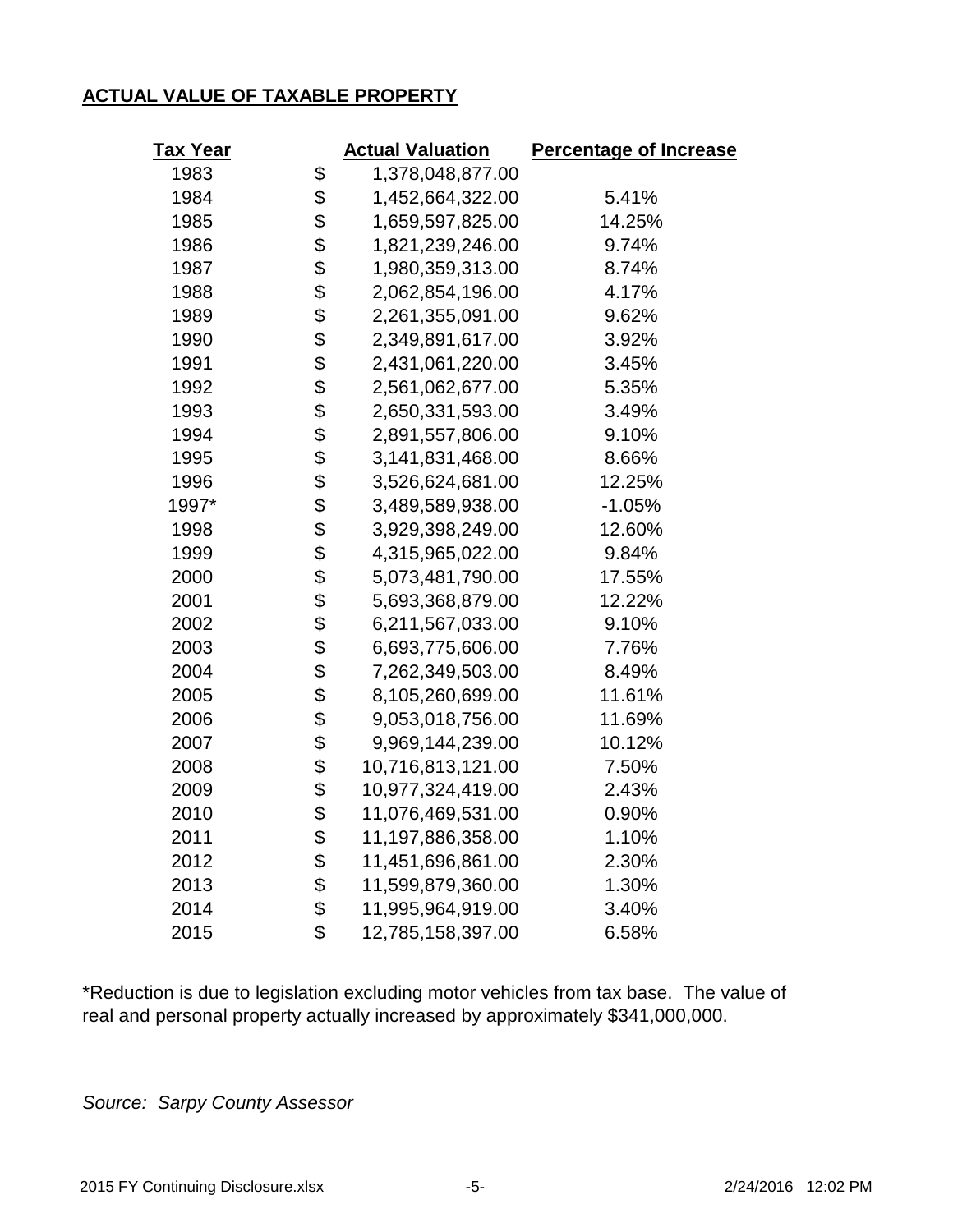**ACTUAL VALUE OF TAXABLE PROPERTY**

| Tax Year | Actual Valuation | Percentage of Increase |
|---|---|---|
| 1983 | $ 1,378,048,877.00 | |
| 1984 | $ 1,452,664,322.00 | 5.41% |
| 1985 | $ 1,659,597,825.00 | 14.25% |
| 1986 | $ 1,821,239,246.00 | 9.74% |
| 1987 | $ 1,980,359,313.00 | 8.74% |
| 1988 | $ 2,062,854,196.00 | 4.17% |
| 1989 | $ 2,261,355,091.00 | 9.62% |
| 1990 | $ 2,349,891,617.00 | 3.92% |
| 1991 | $ 2,431,061,220.00 | 3.45% |
| 1992 | $ 2,561,062,677.00 | 5.35% |
| 1993 | $ 2,650,331,593.00 | 3.49% |
| 1994 | $ 2,891,557,806.00 | 9.10% |
| 1995 | $ 3,141,831,468.00 | 8.66% |
| 1996 | $ 3,526,624,681.00 | 12.25% |
| 1997* | $ 3,489,589,938.00 | -1.05% |
| 1998 | $ 3,929,398,249.00 | 12.60% |
| 1999 | $ 4,315,965,022.00 | 9.84% |
| 2000 | $ 5,073,481,790.00 | 17.55% |
| 2001 | $ 5,693,368,879.00 | 12.22% |
| 2002 | $ 6,211,567,033.00 | 9.10% |
| 2003 | $ 6,693,775,606.00 | 7.76% |
| 2004 | $ 7,262,349,503.00 | 8.49% |
| 2005 | $ 8,105,260,699.00 | 11.61% |
| 2006 | $ 9,053,018,756.00 | 11.69% |
| 2007 | $ 9,969,144,239.00 | 10.12% |
| 2008 | $ 10,716,813,121.00 | 7.50% |
| 2009 | $ 10,977,324,419.00 | 2.43% |
| 2010 | $ 11,076,469,531.00 | 0.90% |
| 2011 | $ 11,197,886,358.00 | 1.10% |
| 2012 | $ 11,451,696,861.00 | 2.30% |
| 2013 | $ 11,599,879,360.00 | 1.30% |
| 2014 | $ 11,995,964,919.00 | 3.40% |
| 2015 | $ 12,785,158,397.00 | 6.58% |

*Reduction is due to legislation excluding motor vehicles from tax base. The value of real and personal property actually increased by approximately $341,000,000.

*Source: Sarpy County Assessor*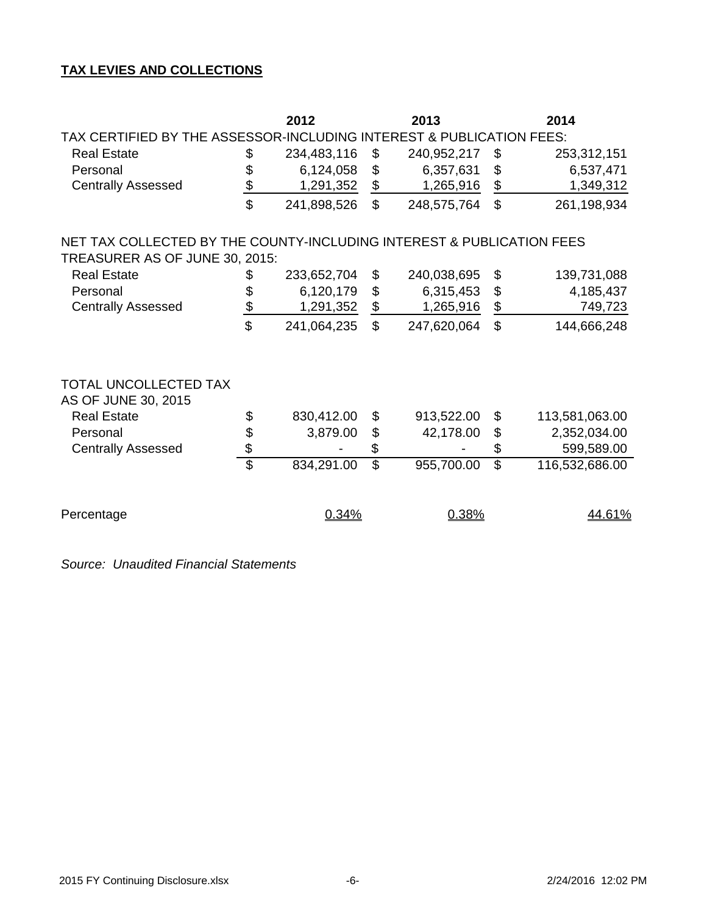**TAX LEVIES AND COLLECTIONS**

| | 2012 | 2013 | 2014 |
|---|---|---|---|
| TAX CERTIFIED BY THE ASSESSOR-INCLUDING INTEREST & PUBLICATION FEES: | | | |
| Real Estate | $ 234,483,116 | $ 240,952,217 | $ 253,312,151 |
| Personal | $ 6,124,058 | $ 6,357,631 | $ 6,537,471 |
| Centrally Assessed | $ 1,291,352 | $ 1,265,916 | $ 1,349,312 |
| | $ 241,898,526 | $ 248,575,764 | $ 261,198,934 |
| NET TAX COLLECTED BY THE COUNTY-INCLUDING INTEREST & PUBLICATION FEES TREASURER AS OF JUNE 30, 2015: | | | |
| Real Estate | $ 233,652,704 | $ 240,038,695 | $ 139,731,088 |
| Personal | $ 6,120,179 | $ 6,315,453 | $ 4,185,437 |
| Centrally Assessed | $ 1,291,352 | $ 1,265,916 | $ 749,723 |
| | $ 241,064,235 | $ 247,620,064 | $ 144,666,248 |
| TOTAL UNCOLLECTED TAX AS OF JUNE 30, 2015 | | | |
| Real Estate | $ 830,412.00 | $ 913,522.00 | $ 113,581,063.00 |
| Personal | $ 3,879.00 | $ 42,178.00 | $ 2,352,034.00 |
| Centrally Assessed | $ - | $ - | $ 599,589.00 |
| | $ 834,291.00 | $ 955,700.00 | $ 116,532,686.00 |
| Percentage | 0.34% | 0.38% | 44.61% |

*Source: Unaudited Financial Statements*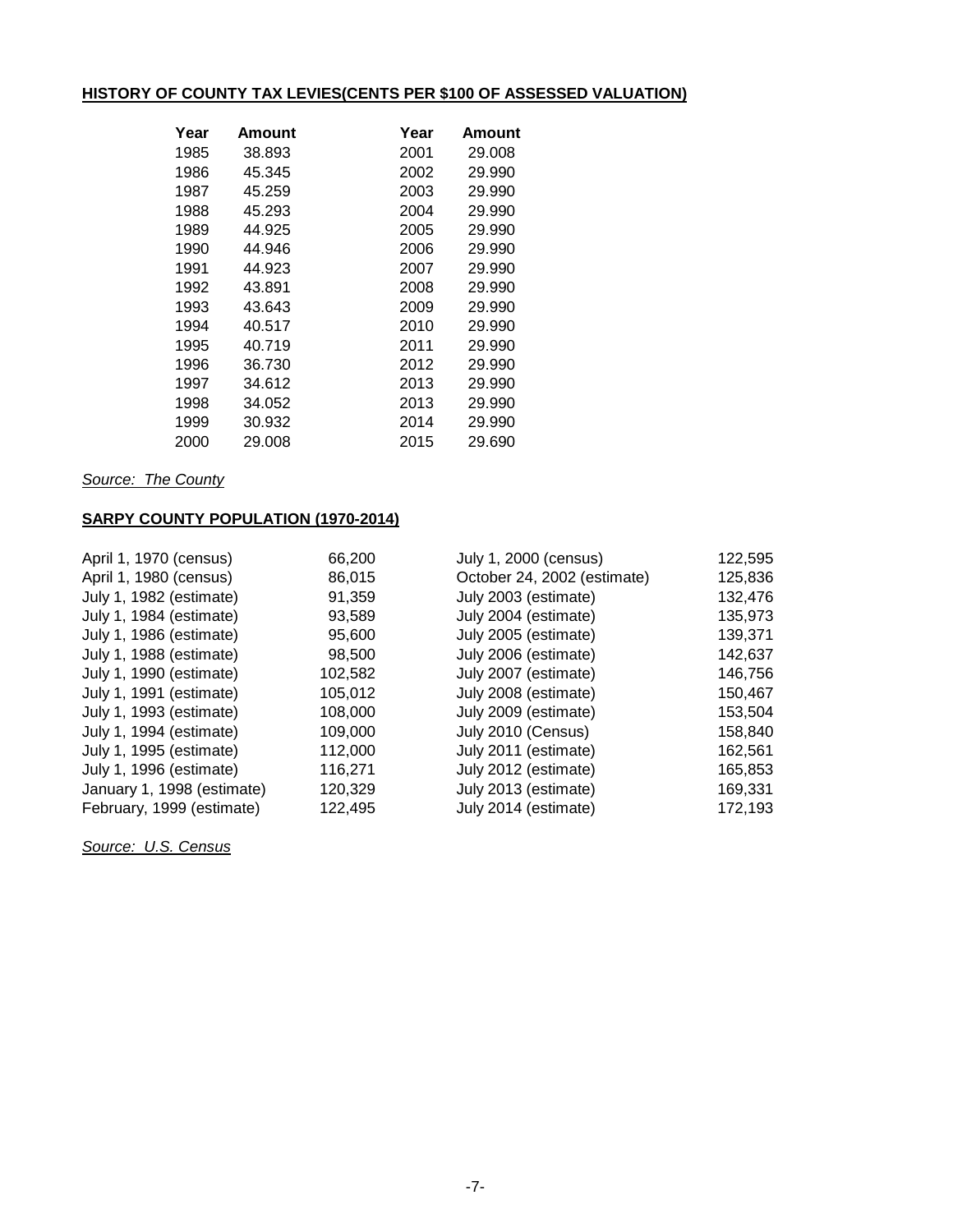**HISTORY OF COUNTY TAX LEVIES(CENTS PER $100 OF ASSESSED VALUATION)**

| Year | Amount | Year | Amount |
|---|---|---|---|
| 1985 | 38.893 | 2001 | 29.008 |
| 1986 | 45.345 | 2002 | 29.990 |
| 1987 | 45.259 | 2003 | 29.990 |
| 1988 | 45.293 | 2004 | 29.990 |
| 1989 | 44.925 | 2005 | 29.990 |
| 1990 | 44.946 | 2006 | 29.990 |
| 1991 | 44.923 | 2007 | 29.990 |
| 1992 | 43.891 | 2008 | 29.990 |
| 1993 | 43.643 | 2009 | 29.990 |
| 1994 | 40.517 | 2010 | 29.990 |
| 1995 | 40.719 | 2011 | 29.990 |
| 1996 | 36.730 | 2012 | 29.990 |
| 1997 | 34.612 | 2013 | 29.990 |
| 1998 | 34.052 | 2013 | 29.990 |
| 1999 | 30.932 | 2014 | 29.990 |
| 2000 | 29.008 | 2015 | 29.690 |

*Source: The County*

**SARPY COUNTY POPULATION (1970-2014)**

| Date | Population | Date | Population |
|---|---|---|---|
| April 1, 1970 (census) | 66,200 | July 1, 2000 (census) | 122,595 |
| April 1, 1980 (census) | 86,015 | October 24, 2002 (estimate) | 125,836 |
| July 1, 1982 (estimate) | 91,359 | July 2003 (estimate) | 132,476 |
| July 1, 1984 (estimate) | 93,589 | July 2004 (estimate) | 135,973 |
| July 1, 1986 (estimate) | 95,600 | July 2005 (estimate) | 139,371 |
| July 1, 1988 (estimate) | 98,500 | July 2006 (estimate) | 142,637 |
| July 1, 1990 (estimate) | 102,582 | July 2007 (estimate) | 146,756 |
| July 1, 1991 (estimate) | 105,012 | July 2008 (estimate) | 150,467 |
| July 1, 1993 (estimate) | 108,000 | July 2009 (estimate) | 153,504 |
| July 1, 1994 (estimate) | 109,000 | July 2010 (Census) | 158,840 |
| July 1, 1995 (estimate) | 112,000 | July 2011 (estimate) | 162,561 |
| July 1, 1996 (estimate) | 116,271 | July 2012 (estimate) | 165,853 |
| January 1, 1998 (estimate) | 120,329 | July 2013 (estimate) | 169,331 |
| February, 1999 (estimate) | 122,495 | July 2014 (estimate) | 172,193 |

*Source: U.S. Census*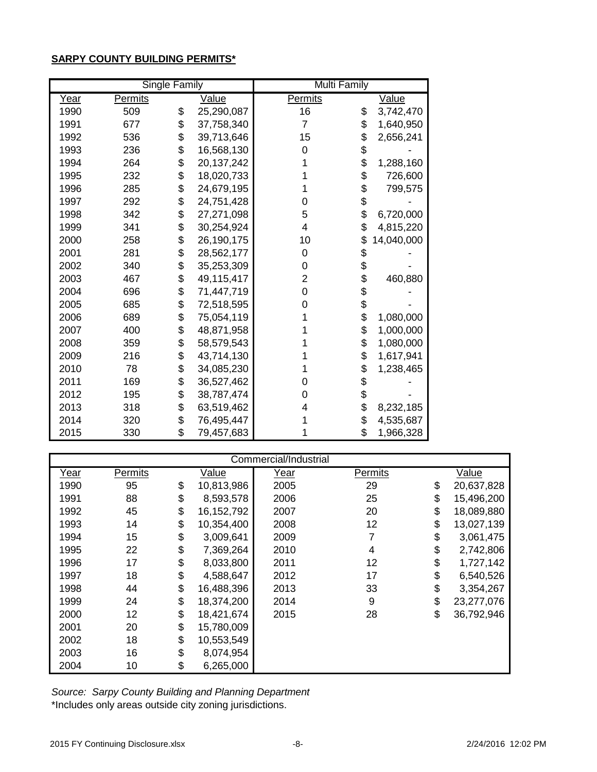**SARPY COUNTY BUILDING PERMITS***

| | Single Family | | Multi Family | |
|---|---|---|---|---|
| Year | Permits | Value | Permits | Value |
| 1990 | 509 | $ 25,290,087 | 16 | $ 3,742,470 |
| 1991 | 677 | $ 37,758,340 | 7 | $ 1,640,950 |
| 1992 | 536 | $ 39,713,646 | 15 | $ 2,656,241 |
| 1993 | 236 | $ 16,568,130 | 0 | $ - |
| 1994 | 264 | $ 20,137,242 | 1 | $ 1,288,160 |
| 1995 | 232 | $ 18,020,733 | 1 | $ 726,600 |
| 1996 | 285 | $ 24,679,195 | 1 | $ 799,575 |
| 1997 | 292 | $ 24,751,428 | 0 | $ - |
| 1998 | 342 | $ 27,271,098 | 5 | $ 6,720,000 |
| 1999 | 341 | $ 30,254,924 | 4 | $ 4,815,220 |
| 2000 | 258 | $ 26,190,175 | 10 | $ 14,040,000 |
| 2001 | 281 | $ 28,562,177 | 0 | $ - |
| 2002 | 340 | $ 35,253,309 | 0 | $ - |
| 2003 | 467 | $ 49,115,417 | 2 | $ 460,880 |
| 2004 | 696 | $ 71,447,719 | 0 | $ - |
| 2005 | 685 | $ 72,518,595 | 0 | $ - |
| 2006 | 689 | $ 75,054,119 | 1 | $ 1,080,000 |
| 2007 | 400 | $ 48,871,958 | 1 | $ 1,000,000 |
| 2008 | 359 | $ 58,579,543 | 1 | $ 1,080,000 |
| 2009 | 216 | $ 43,714,130 | 1 | $ 1,617,941 |
| 2010 | 78 | $ 34,085,230 | 1 | $ 1,238,465 |
| 2011 | 169 | $ 36,527,462 | 0 | $ - |
| 2012 | 195 | $ 38,787,474 | 0 | $ - |
| 2013 | 318 | $ 63,519,462 | 4 | $ 8,232,185 |
| 2014 | 320 | $ 76,495,447 | 1 | $ 4,535,687 |
| 2015 | 330 | $ 79,457,683 | 1 | $ 1,966,328 |

| Commercial/Industrial | | | | | |
|---|---|---|---|---|---|
| Year | Permits | Value | Year | Permits | Value |
| 1990 | 95 | $ 10,813,986 | 2005 | 29 | $ 20,637,828 |
| 1991 | 88 | $ 8,593,578 | 2006 | 25 | $ 15,496,200 |
| 1992 | 45 | $ 16,152,792 | 2007 | 20 | $ 18,089,880 |
| 1993 | 14 | $ 10,354,400 | 2008 | 12 | $ 13,027,139 |
| 1994 | 15 | $ 3,009,641 | 2009 | 7 | $ 3,061,475 |
| 1995 | 22 | $ 7,369,264 | 2010 | 4 | $ 2,742,806 |
| 1996 | 17 | $ 8,033,800 | 2011 | 12 | $ 1,727,142 |
| 1997 | 18 | $ 4,588,647 | 2012 | 17 | $ 6,540,526 |
| 1998 | 44 | $ 16,488,396 | 2013 | 33 | $ 3,354,267 |
| 1999 | 24 | $ 18,374,200 | 2014 | 9 | $ 23,277,076 |
| 2000 | 12 | $ 18,421,674 | 2015 | 28 | $ 36,792,946 |
| 2001 | 20 | $ 15,780,009 | | | |
| 2002 | 18 | $ 10,553,549 | | | |
| 2003 | 16 | $ 8,074,954 | | | |
| 2004 | 10 | $ 6,265,000 | | | |

*Source: Sarpy County Building and Planning Department*

*Includes only areas outside city zoning jurisdictions.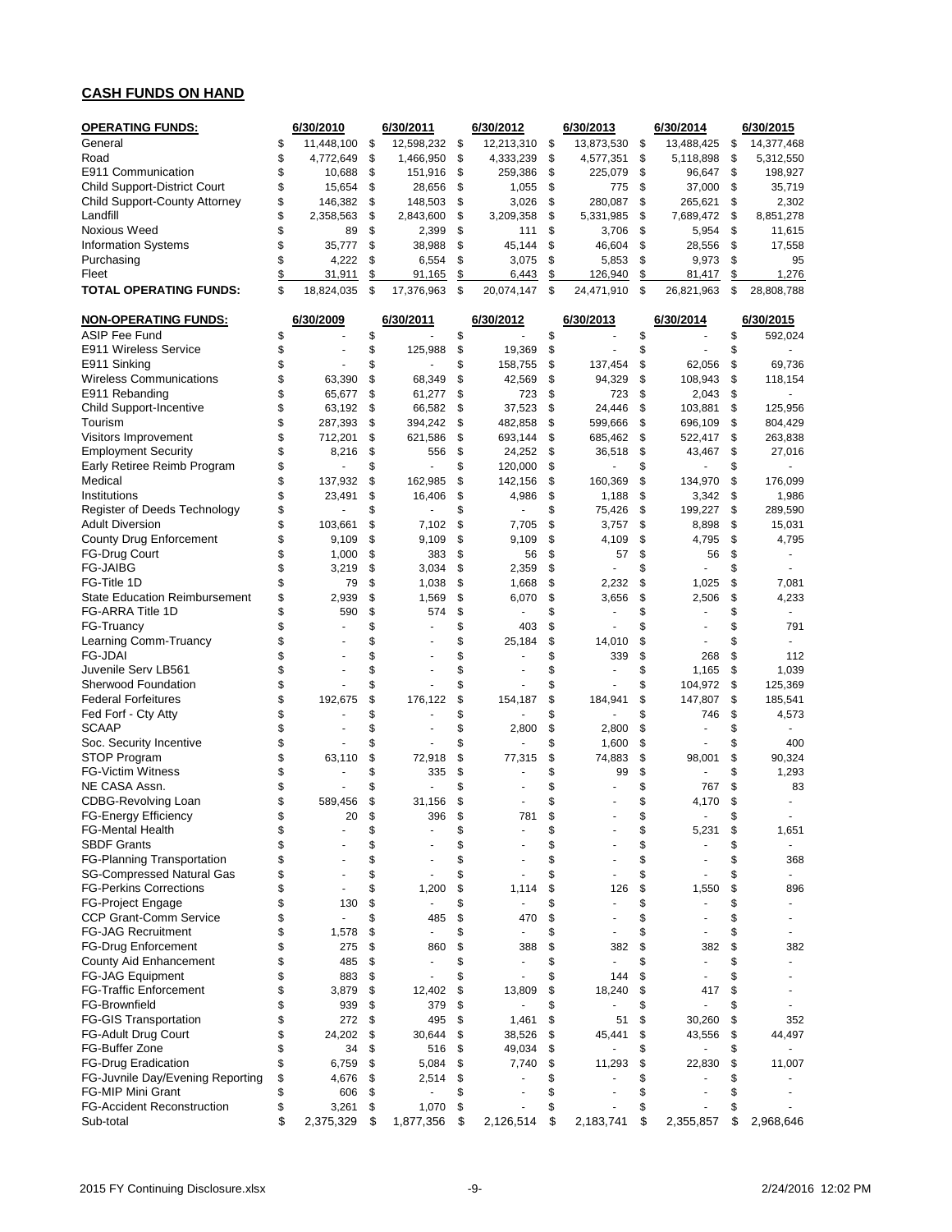## CASH FUNDS ON HAND

| OPERATING FUNDS: | 6/30/2010 | 6/30/2011 | 6/30/2012 | 6/30/2013 | 6/30/2014 | 6/30/2015 |
|---|---|---|---|---|---|---|
| General | $ 11,448,100 | $ 12,598,232 | $ 12,213,310 | $ 13,873,530 | $ 13,488,425 | $ 14,377,468 |
| Road | $ 4,772,649 | $ 1,466,950 | $ 4,333,239 | $ 4,577,351 | $ 5,118,898 | $ 5,312,550 |
| E911 Communication | $ 10,688 | $ 151,916 | $ 259,386 | $ 225,079 | $ 96,647 | $ 198,927 |
| Child Support-District Court | $ 15,654 | $ 28,656 | $ 1,055 | $ 775 | $ 37,000 | $ 35,719 |
| Child Support-County Attorney | $ 146,382 | $ 148,503 | $ 3,026 | $ 280,087 | $ 265,621 | $ 2,302 |
| Landfill | $ 2,358,563 | $ 2,843,600 | $ 3,209,358 | $ 5,331,985 | $ 7,689,472 | $ 8,851,278 |
| Noxious Weed | $ 89 | $ 2,399 | $ 111 | $ 3,706 | $ 5,954 | $ 11,615 |
| Information Systems | $ 35,777 | $ 38,988 | $ 45,144 | $ 46,604 | $ 28,556 | $ 17,558 |
| Purchasing | $ 4,222 | $ 6,554 | $ 3,075 | $ 5,853 | $ 9,973 | $ 95 |
| Fleet | $ 31,911 | $ 91,165 | $ 6,443 | $ 126,940 | $ 81,417 | $ 1,276 |
| **TOTAL OPERATING FUNDS:** | $ 18,824,035 | $ 17,376,963 | $ 20,074,147 | $ 24,471,910 | $ 26,821,963 | $ 28,808,788 |

| NON-OPERATING FUNDS: | 6/30/2009 | 6/30/2011 | 6/30/2012 | 6/30/2013 | 6/30/2014 | 6/30/2015 |
|---|---|---|---|---|---|---|
| ASIP Fee Fund | $ - | $ - | $ - | $ - | $ - | $ 592,024 |
| E911 Wireless Service | $ - | $ 125,988 | $ 19,369 | $ - | $ - | $ - |
| E911 Sinking | $ - | $ - | $ 158,755 | $ 137,454 | $ 62,056 | $ 69,736 |
| Wireless Communications | $ 63,390 | $ 68,349 | $ 42,569 | $ 94,329 | $ 108,943 | $ 118,154 |
| E911 Rebanding | $ 65,677 | $ 61,277 | $ 723 | $ 723 | $ 2,043 | $ - |
| Child Support-Incentive | $ 63,192 | $ 66,582 | $ 37,523 | $ 24,446 | $ 103,881 | $ 125,956 |
| Tourism | $ 287,393 | $ 394,242 | $ 482,858 | $ 599,666 | $ 696,109 | $ 804,429 |
| Visitors Improvement | $ 712,201 | $ 621,586 | $ 693,144 | $ 685,462 | $ 522,417 | $ 263,838 |
| Employment Security | $ 8,216 | $ 556 | $ 24,252 | $ 36,518 | $ 43,467 | $ 27,016 |
| Early Retiree Reimb Program | $ - | $ - | $ 120,000 | $ - | $ - | $ - |
| Medical | $ 137,932 | $ 162,985 | $ 142,156 | $ 160,369 | $ 134,970 | $ 176,099 |
| Institutions | $ 23,491 | $ 16,406 | $ 4,986 | $ 1,188 | $ 3,342 | $ 1,986 |
| Register of Deeds Technology | $ - | $ - | $ - | $ 75,426 | $ 199,227 | $ 289,590 |
| Adult Diversion | $ 103,661 | $ 7,102 | $ 7,705 | $ 3,757 | $ 8,898 | $ 15,031 |
| County Drug Enforcement | $ 9,109 | $ 9,109 | $ 9,109 | $ 4,109 | $ 4,795 | $ 4,795 |
| FG-Drug Court | $ 1,000 | $ 383 | $ 56 | $ 57 | $ 56 | $ - |
| FG-JAIBG | $ 3,219 | $ 3,034 | $ 2,359 | $ - | $ - | $ - |
| FG-Title 1D | $ 79 | $ 1,038 | $ 1,668 | $ 2,232 | $ 1,025 | $ 7,081 |
| State Education Reimbursement | $ 2,939 | $ 1,569 | $ 6,070 | $ 3,656 | $ 2,506 | $ 4,233 |
| FG-ARRA Title 1D | $ 590 | $ 574 | $ - | $ - | $ - | $ - |
| FG-Truancy | $ - | $ - | $ 403 | $ - | $ - | $ 791 |
| Learning Comm-Truancy | $ - | $ - | $ 25,184 | $ 14,010 | $ - | $ - |
| FG-JDAI | $ - | $ - | $ - | $ 339 | $ 268 | $ 112 |
| Juvenile Serv LB561 | $ - | $ - | $ - | $ - | $ 1,165 | $ 1,039 |
| Sherwood Foundation | $ - | $ - | $ - | $ - | $ 104,972 | $ 125,369 |
| Federal Forfeitures | $ 192,675 | $ 176,122 | $ 154,187 | $ 184,941 | $ 147,807 | $ 185,541 |
| Fed Forf - Cty Atty | $ - | $ - | $ - | $ - | $ 746 | $ 4,573 |
| SCAAP | $ - | $ - | $ 2,800 | $ 2,800 | $ - | $ - |
| Soc. Security Incentive | $ - | $ - | $ - | $ 1,600 | $ - | $ 400 |
| STOP Program | $ 63,110 | $ 72,918 | $ 77,315 | $ 74,883 | $ 98,001 | $ 90,324 |
| FG-Victim Witness | $ - | $ 335 | $ - | $ 99 | $ - | $ 1,293 |
| NE CASA Assn. | $ - | $ - | $ - | $ - | $ 767 | $ 83 |
| CDBG-Revolving Loan | $ 589,456 | $ 31,156 | $ - | $ - | $ 4,170 | $ - |
| FG-Energy Efficiency | $ 20 | $ 396 | $ 781 | $ - | $ - | $ - |
| FG-Mental Health | $ - | $ - | $ - | $ - | $ 5,231 | $ 1,651 |
| SBDF Grants | $ - | $ - | $ - | $ - | $ - | $ - |
| FG-Planning Transportation | $ - | $ - | $ - | $ - | $ - | $ 368 |
| SG-Compressed Natural Gas | $ - | $ - | $ - | $ - | $ - | $ - |
| FG-Perkins Corrections | $ - | $ 1,200 | $ 1,114 | $ 126 | $ 1,550 | $ 896 |
| FG-Project Engage | $ 130 | $ - | $ - | $ - | $ - | $ - |
| CCP Grant-Comm Service | $ - | $ 485 | $ 470 | $ - | $ - | $ - |
| FG-JAG Recruitment | $ 1,578 | $ - | $ - | $ - | $ - | $ - |
| FG-Drug Enforcement | $ 275 | $ 860 | $ 388 | $ 382 | $ 382 | $ 382 |
| County Aid Enhancement | $ 485 | $ - | $ - | $ - | $ - | $ - |
| FG-JAG Equipment | $ 883 | $ - | $ - | $ 144 | $ - | $ - |
| FG-Traffic Enforcement | $ 3,879 | $ 12,402 | $ 13,809 | $ 18,240 | $ 417 | $ - |
| FG-Brownfield | $ 939 | $ 379 | $ - | $ - | $ - | $ - |
| FG-GIS Transportation | $ 272 | $ 495 | $ 1,461 | $ 51 | $ 30,260 | $ 352 |
| FG-Adult Drug Court | $ 24,202 | $ 30,644 | $ 38,526 | $ 45,441 | $ 43,556 | $ 44,497 |
| FG-Buffer Zone | $ 34 | $ 516 | $ 49,034 | $ - | $ - | $ - |
| FG-Drug Eradication | $ 6,759 | $ 5,084 | $ 7,740 | $ 11,293 | $ 22,830 | $ 11,007 |
| FG-Juvnile Day/Evening Reporting | $ 4,676 | $ 2,514 | $ - | $ - | $ - | $ - |
| FG-MIP Mini Grant | $ 606 | $ - | $ - | $ - | $ - | $ - |
| FG-Accident Reconstruction | $ 3,261 | $ 1,070 | $ - | $ - | $ - | $ - |
| Sub-total | $ 2,375,329 | $ 1,877,356 | $ 2,126,514 | $ 2,183,741 | $ 2,355,857 | $ 2,968,646 |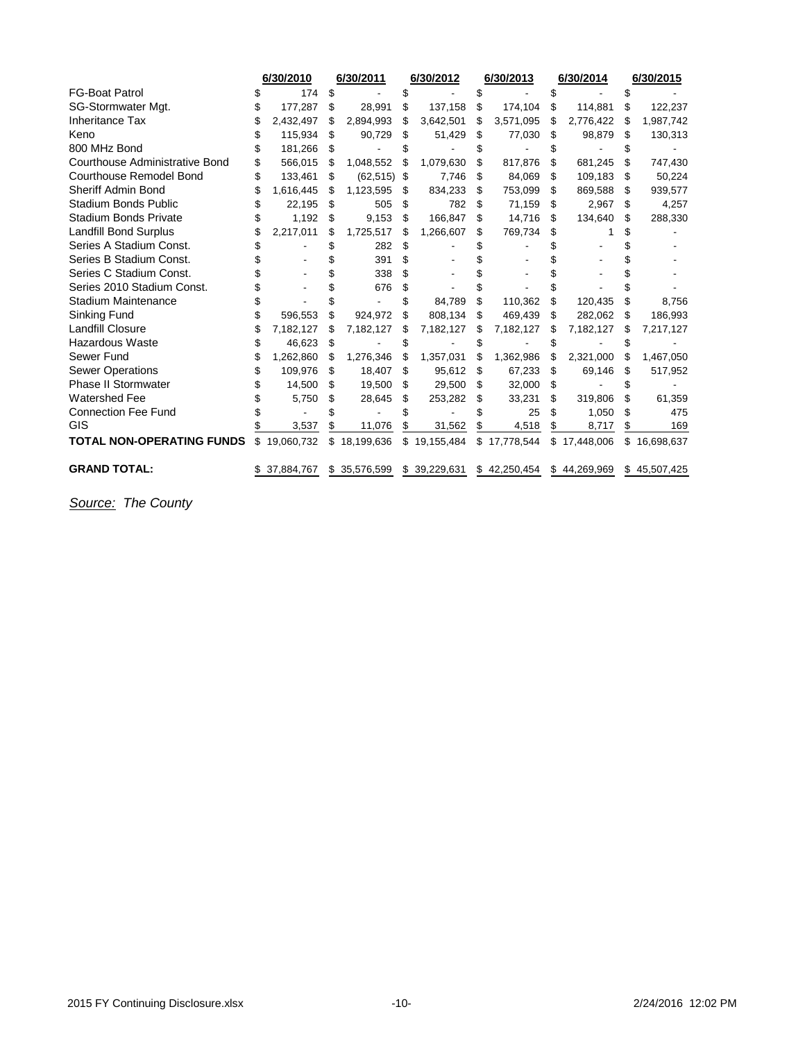| | 6/30/2010 | 6/30/2011 | 6/30/2012 | 6/30/2013 | 6/30/2014 | 6/30/2015 |
|---|---|---|---|---|---|---|
| FG-Boat Patrol | $ 174 | $ - | $ - | $ - | $ - | $ - |
| SG-Stormwater Mgt. | $ 177,287 | $ 28,991 | $ 137,158 | $ 174,104 | $ 114,881 | $ 122,237 |
| Inheritance Tax | $ 2,432,497 | $ 2,894,993 | $ 3,642,501 | $ 3,571,095 | $ 2,776,422 | $ 1,987,742 |
| Keno | $ 115,934 | $ 90,729 | $ 51,429 | $ 77,030 | $ 98,879 | $ 130,313 |
| 800 MHz Bond | $ 181,266 | $ - | $ - | $ - | $ - | $ - |
| Courthouse Administrative Bond | $ 566,015 | $ 1,048,552 | $ 1,079,630 | $ 817,876 | $ 681,245 | $ 747,430 |
| Courthouse Remodel Bond | $ 133,461 | $ (62,515) | $ 7,746 | $ 84,069 | $ 109,183 | $ 50,224 |
| Sheriff Admin Bond | $ 1,616,445 | $ 1,123,595 | $ 834,233 | $ 753,099 | $ 869,588 | $ 939,577 |
| Stadium Bonds Public | $ 22,195 | $ 505 | $ 782 | $ 71,159 | $ 2,967 | $ 4,257 |
| Stadium Bonds Private | $ 1,192 | $ 9,153 | $ 166,847 | $ 14,716 | $ 134,640 | $ 288,330 |
| Landfill Bond Surplus | $ 2,217,011 | $ 1,725,517 | $ 1,266,607 | $ 769,734 | $ 1 | $ - |
| Series A Stadium Const. | $ - | $ 282 | $ - | $ - | $ - | $ - |
| Series B Stadium Const. | $ - | $ 391 | $ - | $ - | $ - | $ - |
| Series C Stadium Const. | $ - | $ 338 | $ - | $ - | $ - | $ - |
| Series 2010 Stadium Const. | $ - | $ 676 | $ - | $ - | $ - | $ - |
| Stadium Maintenance | $ - | $ - | $ 84,789 | $ 110,362 | $ 120,435 | $ 8,756 |
| Sinking Fund | $ 596,553 | $ 924,972 | $ 808,134 | $ 469,439 | $ 282,062 | $ 186,993 |
| Landfill Closure | $ 7,182,127 | $ 7,182,127 | $ 7,182,127 | $ 7,182,127 | $ 7,182,127 | $ 7,217,127 |
| Hazardous Waste | $ 46,623 | $ - | $ - | $ - | $ - | $ - |
| Sewer Fund | $ 1,262,860 | $ 1,276,346 | $ 1,357,031 | $ 1,362,986 | $ 2,321,000 | $ 1,467,050 |
| Sewer Operations | $ 109,976 | $ 18,407 | $ 95,612 | $ 67,233 | $ 69,146 | $ 517,952 |
| Phase II Stormwater | $ 14,500 | $ 19,500 | $ 29,500 | $ 32,000 | $ - | $ - |
| Watershed Fee | $ 5,750 | $ 28,645 | $ 253,282 | $ 33,231 | $ 319,806 | $ 61,359 |
| Connection Fee Fund | $ - | $ - | $ - | $ 25 | $ 1,050 | $ 475 |
| GIS | $ 3,537 | $ 11,076 | $ 31,562 | $ 4,518 | $ 8,717 | $ 169 |
| **TOTAL NON-OPERATING FUNDS** | $ 19,060,732 | $ 18,199,636 | $ 19,155,484 | $ 17,778,544 | $ 17,448,006 | $ 16,698,637 |
| **GRAND TOTAL:** | $ 37,884,767 | $ 35,576,599 | $ 39,229,631 | $ 42,250,454 | $ 44,269,969 | $ 45,507,425 |

*Source: The County*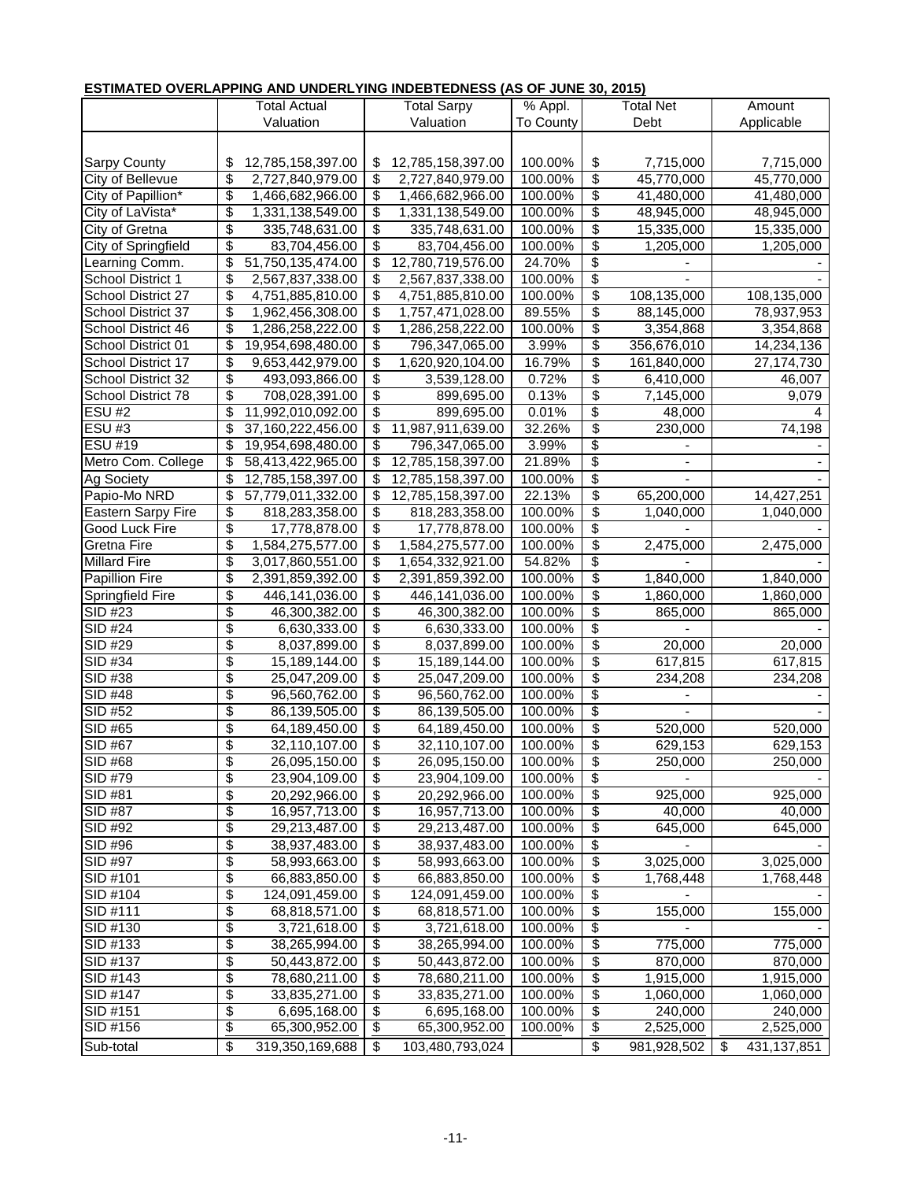**ESTIMATED OVERLAPPING AND UNDERLYING INDEBTEDNESS (AS OF JUNE 30, 2015)**

| | Total Actual Valuation | Total Sarpy Valuation | % Appl. To County | Total Net Debt | Amount Applicable |
|---|---|---|---|---|---|
| Sarpy County | $ 12,785,158,397.00 | $ 12,785,158,397.00 | 100.00% | $ 7,715,000 | 7,715,000 |
| City of Bellevue | $ 2,727,840,979.00 | $ 2,727,840,979.00 | 100.00% | $ 45,770,000 | 45,770,000 |
| City of Papillion* | $ 1,466,682,966.00 | $ 1,466,682,966.00 | 100.00% | $ 41,480,000 | 41,480,000 |
| City of LaVista* | $ 1,331,138,549.00 | $ 1,331,138,549.00 | 100.00% | $ 48,945,000 | 48,945,000 |
| City of Gretna | $ 335,748,631.00 | $ 335,748,631.00 | 100.00% | $ 15,335,000 | 15,335,000 |
| City of Springfield | $ 83,704,456.00 | $ 83,704,456.00 | 100.00% | $ 1,205,000 | 1,205,000 |
| Learning Comm. | $ 51,750,135,474.00 | $ 12,780,719,576.00 | 24.70% | $ - | - |
| School District 1 | $ 2,567,837,338.00 | $ 2,567,837,338.00 | 100.00% | $ - | - |
| School District 27 | $ 4,751,885,810.00 | $ 4,751,885,810.00 | 100.00% | $ 108,135,000 | 108,135,000 |
| School District 37 | $ 1,962,456,308.00 | $ 1,757,471,028.00 | 89.55% | $ 88,145,000 | 78,937,953 |
| School District 46 | $ 1,286,258,222.00 | $ 1,286,258,222.00 | 100.00% | $ 3,354,868 | 3,354,868 |
| School District 01 | $ 19,954,698,480.00 | $ 796,347,065.00 | 3.99% | $ 356,676,010 | 14,234,136 |
| School District 17 | $ 9,653,442,979.00 | $ 1,620,920,104.00 | 16.79% | $ 161,840,000 | 27,174,730 |
| School District 32 | $ 493,093,866.00 | $ 3,539,128.00 | 0.72% | $ 6,410,000 | 46,007 |
| School District 78 | $ 708,028,391.00 | $ 899,695.00 | 0.13% | $ 7,145,000 | 9,079 |
| ESU #2 | $ 11,992,010,092.00 | $ 899,695.00 | 0.01% | $ 48,000 | 4 |
| ESU #3 | $ 37,160,222,456.00 | $ 11,987,911,639.00 | 32.26% | $ 230,000 | 74,198 |
| ESU #19 | $ 19,954,698,480.00 | $ 796,347,065.00 | 3.99% | $ - | - |
| Metro Com. College | $ 58,413,422,965.00 | $ 12,785,158,397.00 | 21.89% | $ - | - |
| Ag Society | $ 12,785,158,397.00 | $ 12,785,158,397.00 | 100.00% | $ - | - |
| Papio-Mo NRD | $ 57,779,011,332.00 | $ 12,785,158,397.00 | 22.13% | $ 65,200,000 | 14,427,251 |
| Eastern Sarpy Fire | $ 818,283,358.00 | $ 818,283,358.00 | 100.00% | $ 1,040,000 | 1,040,000 |
| Good Luck Fire | $ 17,778,878.00 | $ 17,778,878.00 | 100.00% | $ - | - |
| Gretna Fire | $ 1,584,275,577.00 | $ 1,584,275,577.00 | 100.00% | $ 2,475,000 | 2,475,000 |
| Millard Fire | $ 3,017,860,551.00 | $ 1,654,332,921.00 | 54.82% | $ - | - |
| Papillion Fire | $ 2,391,859,392.00 | $ 2,391,859,392.00 | 100.00% | $ 1,840,000 | 1,840,000 |
| Springfield Fire | $ 446,141,036.00 | $ 446,141,036.00 | 100.00% | $ 1,860,000 | 1,860,000 |
| SID #23 | $ 46,300,382.00 | $ 46,300,382.00 | 100.00% | $ 865,000 | 865,000 |
| SID #24 | $ 6,630,333.00 | $ 6,630,333.00 | 100.00% | $ - | - |
| SID #29 | $ 8,037,899.00 | $ 8,037,899.00 | 100.00% | $ 20,000 | 20,000 |
| SID #34 | $ 15,189,144.00 | $ 15,189,144.00 | 100.00% | $ 617,815 | 617,815 |
| SID #38 | $ 25,047,209.00 | $ 25,047,209.00 | 100.00% | $ 234,208 | 234,208 |
| SID #48 | $ 96,560,762.00 | $ 96,560,762.00 | 100.00% | $ - | - |
| SID #52 | $ 86,139,505.00 | $ 86,139,505.00 | 100.00% | $ - | - |
| SID #65 | $ 64,189,450.00 | $ 64,189,450.00 | 100.00% | $ 520,000 | 520,000 |
| SID #67 | $ 32,110,107.00 | $ 32,110,107.00 | 100.00% | $ 629,153 | 629,153 |
| SID #68 | $ 26,095,150.00 | $ 26,095,150.00 | 100.00% | $ 250,000 | 250,000 |
| SID #79 | $ 23,904,109.00 | $ 23,904,109.00 | 100.00% | $ - | - |
| SID #81 | $ 20,292,966.00 | $ 20,292,966.00 | 100.00% | $ 925,000 | 925,000 |
| SID #87 | $ 16,957,713.00 | $ 16,957,713.00 | 100.00% | $ 40,000 | 40,000 |
| SID #92 | $ 29,213,487.00 | $ 29,213,487.00 | 100.00% | $ 645,000 | 645,000 |
| SID #96 | $ 38,937,483.00 | $ 38,937,483.00 | 100.00% | $ - | - |
| SID #97 | $ 58,993,663.00 | $ 58,993,663.00 | 100.00% | $ 3,025,000 | 3,025,000 |
| SID #101 | $ 66,883,850.00 | $ 66,883,850.00 | 100.00% | $ 1,768,448 | 1,768,448 |
| SID #104 | $ 124,091,459.00 | $ 124,091,459.00 | 100.00% | $ - | - |
| SID #111 | $ 68,818,571.00 | $ 68,818,571.00 | 100.00% | $ 155,000 | 155,000 |
| SID #130 | $ 3,721,618.00 | $ 3,721,618.00 | 100.00% | $ - | - |
| SID #133 | $ 38,265,994.00 | $ 38,265,994.00 | 100.00% | $ 775,000 | 775,000 |
| SID #137 | $ 50,443,872.00 | $ 50,443,872.00 | 100.00% | $ 870,000 | 870,000 |
| SID #143 | $ 78,680,211.00 | $ 78,680,211.00 | 100.00% | $ 1,915,000 | 1,915,000 |
| SID #147 | $ 33,835,271.00 | $ 33,835,271.00 | 100.00% | $ 1,060,000 | 1,060,000 |
| SID #151 | $ 6,695,168.00 | $ 6,695,168.00 | 100.00% | $ 240,000 | 240,000 |
| SID #156 | $ 65,300,952.00 | $ 65,300,952.00 | 100.00% | $ 2,525,000 | 2,525,000 |
| Sub-total | $ 319,350,169,688 | $ 103,480,793,024 | | $ 981,928,502 | $ 431,137,851 |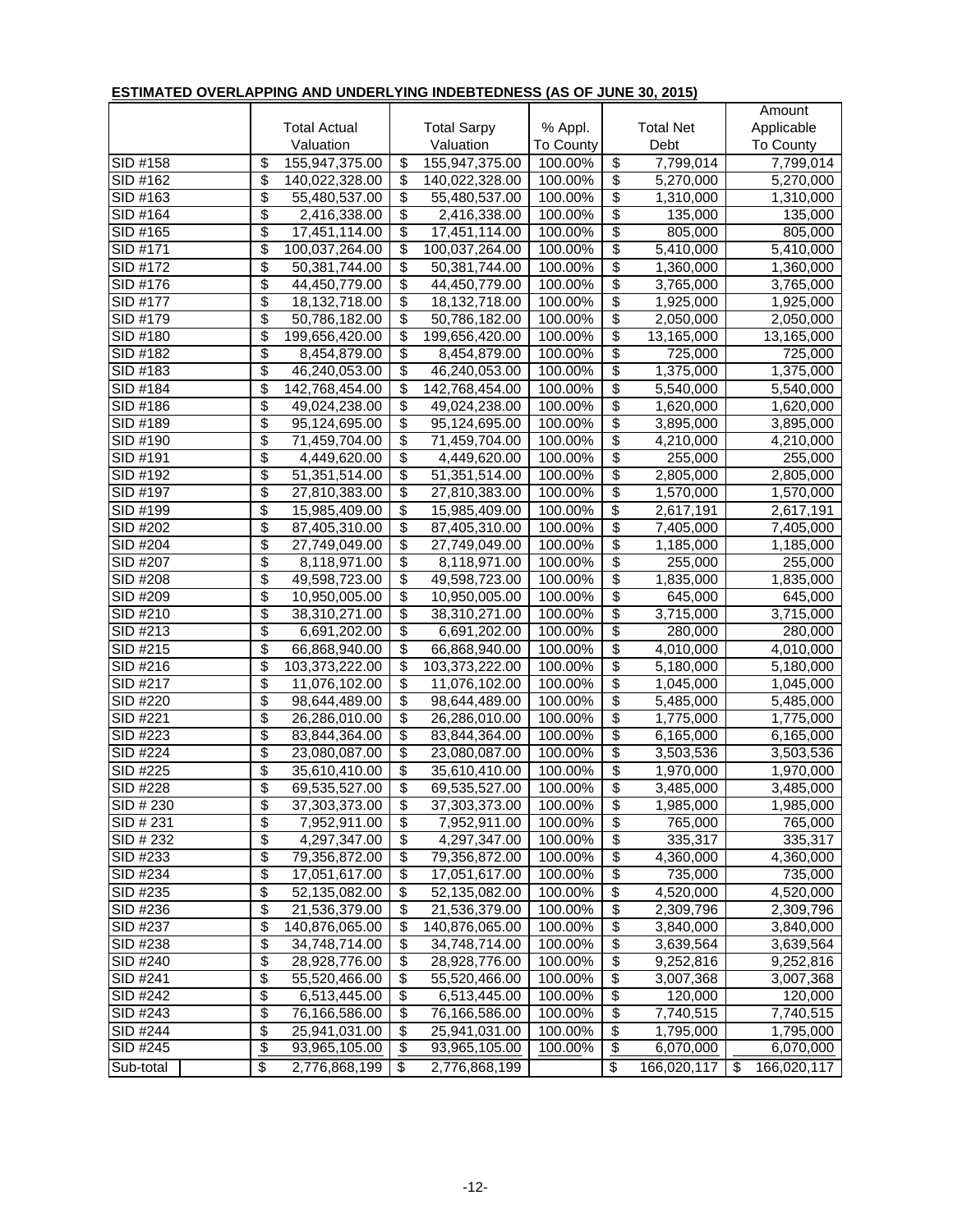**ESTIMATED OVERLAPPING AND UNDERLYING INDEBTEDNESS (AS OF JUNE 30, 2015)**

| | Total Actual Valuation | Total Sarpy Valuation | % Appl. To County | Total Net Debt | Amount Applicable To County |
|---|---|---|---|---|---|
| SID #158 | $ 155,947,375.00 | $ 155,947,375.00 | 100.00% | $ 7,799,014 | 7,799,014 |
| SID #162 | $ 140,022,328.00 | $ 140,022,328.00 | 100.00% | $ 5,270,000 | 5,270,000 |
| SID #163 | $ 55,480,537.00 | $ 55,480,537.00 | 100.00% | $ 1,310,000 | 1,310,000 |
| SID #164 | $ 2,416,338.00 | $ 2,416,338.00 | 100.00% | $ 135,000 | 135,000 |
| SID #165 | $ 17,451,114.00 | $ 17,451,114.00 | 100.00% | $ 805,000 | 805,000 |
| SID #171 | $ 100,037,264.00 | $ 100,037,264.00 | 100.00% | $ 5,410,000 | 5,410,000 |
| SID #172 | $ 50,381,744.00 | $ 50,381,744.00 | 100.00% | $ 1,360,000 | 1,360,000 |
| SID #176 | $ 44,450,779.00 | $ 44,450,779.00 | 100.00% | $ 3,765,000 | 3,765,000 |
| SID #177 | $ 18,132,718.00 | $ 18,132,718.00 | 100.00% | $ 1,925,000 | 1,925,000 |
| SID #179 | $ 50,786,182.00 | $ 50,786,182.00 | 100.00% | $ 2,050,000 | 2,050,000 |
| SID #180 | $ 199,656,420.00 | $ 199,656,420.00 | 100.00% | $ 13,165,000 | 13,165,000 |
| SID #182 | $ 8,454,879.00 | $ 8,454,879.00 | 100.00% | $ 725,000 | 725,000 |
| SID #183 | $ 46,240,053.00 | $ 46,240,053.00 | 100.00% | $ 1,375,000 | 1,375,000 |
| SID #184 | $ 142,768,454.00 | $ 142,768,454.00 | 100.00% | $ 5,540,000 | 5,540,000 |
| SID #186 | $ 49,024,238.00 | $ 49,024,238.00 | 100.00% | $ 1,620,000 | 1,620,000 |
| SID #189 | $ 95,124,695.00 | $ 95,124,695.00 | 100.00% | $ 3,895,000 | 3,895,000 |
| SID #190 | $ 71,459,704.00 | $ 71,459,704.00 | 100.00% | $ 4,210,000 | 4,210,000 |
| SID #191 | $ 4,449,620.00 | $ 4,449,620.00 | 100.00% | $ 255,000 | 255,000 |
| SID #192 | $ 51,351,514.00 | $ 51,351,514.00 | 100.00% | $ 2,805,000 | 2,805,000 |
| SID #197 | $ 27,810,383.00 | $ 27,810,383.00 | 100.00% | $ 1,570,000 | 1,570,000 |
| SID #199 | $ 15,985,409.00 | $ 15,985,409.00 | 100.00% | $ 2,617,191 | 2,617,191 |
| SID #202 | $ 87,405,310.00 | $ 87,405,310.00 | 100.00% | $ 7,405,000 | 7,405,000 |
| SID #204 | $ 27,749,049.00 | $ 27,749,049.00 | 100.00% | $ 1,185,000 | 1,185,000 |
| SID #207 | $ 8,118,971.00 | $ 8,118,971.00 | 100.00% | $ 255,000 | 255,000 |
| SID #208 | $ 49,598,723.00 | $ 49,598,723.00 | 100.00% | $ 1,835,000 | 1,835,000 |
| SID #209 | $ 10,950,005.00 | $ 10,950,005.00 | 100.00% | $ 645,000 | 645,000 |
| SID #210 | $ 38,310,271.00 | $ 38,310,271.00 | 100.00% | $ 3,715,000 | 3,715,000 |
| SID #213 | $ 6,691,202.00 | $ 6,691,202.00 | 100.00% | $ 280,000 | 280,000 |
| SID #215 | $ 66,868,940.00 | $ 66,868,940.00 | 100.00% | $ 4,010,000 | 4,010,000 |
| SID #216 | $ 103,373,222.00 | $ 103,373,222.00 | 100.00% | $ 5,180,000 | 5,180,000 |
| SID #217 | $ 11,076,102.00 | $ 11,076,102.00 | 100.00% | $ 1,045,000 | 1,045,000 |
| SID #220 | $ 98,644,489.00 | $ 98,644,489.00 | 100.00% | $ 5,485,000 | 5,485,000 |
| SID #221 | $ 26,286,010.00 | $ 26,286,010.00 | 100.00% | $ 1,775,000 | 1,775,000 |
| SID #223 | $ 83,844,364.00 | $ 83,844,364.00 | 100.00% | $ 6,165,000 | 6,165,000 |
| SID #224 | $ 23,080,087.00 | $ 23,080,087.00 | 100.00% | $ 3,503,536 | 3,503,536 |
| SID #225 | $ 35,610,410.00 | $ 35,610,410.00 | 100.00% | $ 1,970,000 | 1,970,000 |
| SID #228 | $ 69,535,527.00 | $ 69,535,527.00 | 100.00% | $ 3,485,000 | 3,485,000 |
| SID # 230 | $ 37,303,373.00 | $ 37,303,373.00 | 100.00% | $ 1,985,000 | 1,985,000 |
| SID # 231 | $ 7,952,911.00 | $ 7,952,911.00 | 100.00% | $ 765,000 | 765,000 |
| SID # 232 | $ 4,297,347.00 | $ 4,297,347.00 | 100.00% | $ 335,317 | 335,317 |
| SID #233 | $ 79,356,872.00 | $ 79,356,872.00 | 100.00% | $ 4,360,000 | 4,360,000 |
| SID #234 | $ 17,051,617.00 | $ 17,051,617.00 | 100.00% | $ 735,000 | 735,000 |
| SID #235 | $ 52,135,082.00 | $ 52,135,082.00 | 100.00% | $ 4,520,000 | 4,520,000 |
| SID #236 | $ 21,536,379.00 | $ 21,536,379.00 | 100.00% | $ 2,309,796 | 2,309,796 |
| SID #237 | $ 140,876,065.00 | $ 140,876,065.00 | 100.00% | $ 3,840,000 | 3,840,000 |
| SID #238 | $ 34,748,714.00 | $ 34,748,714.00 | 100.00% | $ 3,639,564 | 3,639,564 |
| SID #240 | $ 28,928,776.00 | $ 28,928,776.00 | 100.00% | $ 9,252,816 | 9,252,816 |
| SID #241 | $ 55,520,466.00 | $ 55,520,466.00 | 100.00% | $ 3,007,368 | 3,007,368 |
| SID #242 | $ 6,513,445.00 | $ 6,513,445.00 | 100.00% | $ 120,000 | 120,000 |
| SID #243 | $ 76,166,586.00 | $ 76,166,586.00 | 100.00% | $ 7,740,515 | 7,740,515 |
| SID #244 | $ 25,941,031.00 | $ 25,941,031.00 | 100.00% | $ 1,795,000 | 1,795,000 |
| SID #245 | $ 93,965,105.00 | $ 93,965,105.00 | 100.00% | $ 6,070,000 | 6,070,000 |
| Sub-total | $ 2,776,868,199 | $ 2,776,868,199 | | $ 166,020,117 | $ 166,020,117 |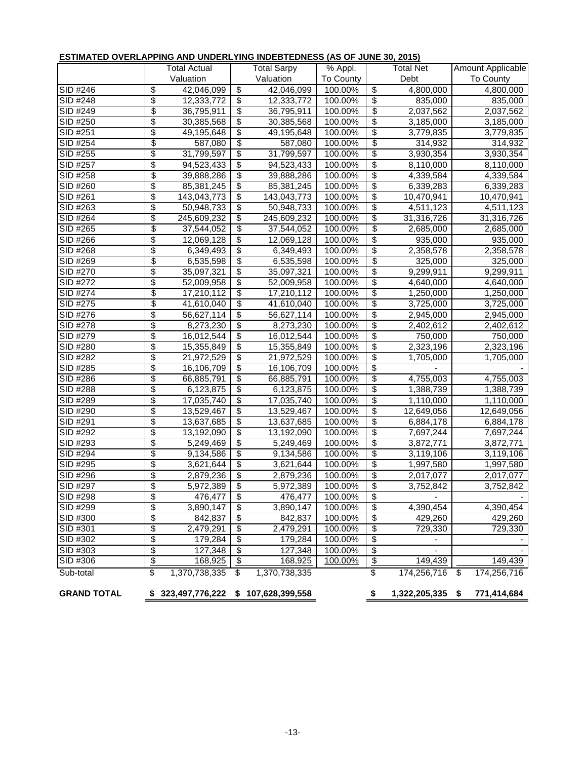**ESTIMATED OVERLAPPING AND UNDERLYING INDEBTEDNESS (AS OF JUNE 30, 2015)**

| | Total Actual Valuation | Total Sarpy Valuation | % Appl. To County | Total Net Debt | Amount Applicable To County |
|---|---|---|---|---|---|
| SID #246 | $ 42,046,099 | $ 42,046,099 | 100.00% | $ 4,800,000 | 4,800,000 |
| SID #248 | $ 12,333,772 | $ 12,333,772 | 100.00% | $ 835,000 | 835,000 |
| SID #249 | $ 36,795,911 | $ 36,795,911 | 100.00% | $ 2,037,562 | 2,037,562 |
| SID #250 | $ 30,385,568 | $ 30,385,568 | 100.00% | $ 3,185,000 | 3,185,000 |
| SID #251 | $ 49,195,648 | $ 49,195,648 | 100.00% | $ 3,779,835 | 3,779,835 |
| SID #254 | $ 587,080 | $ 587,080 | 100.00% | $ 314,932 | 314,932 |
| SID #255 | $ 31,799,597 | $ 31,799,597 | 100.00% | $ 3,930,354 | 3,930,354 |
| SID #257 | $ 94,523,433 | $ 94,523,433 | 100.00% | $ 8,110,000 | 8,110,000 |
| SID #258 | $ 39,888,286 | $ 39,888,286 | 100.00% | $ 4,339,584 | 4,339,584 |
| SID #260 | $ 85,381,245 | $ 85,381,245 | 100.00% | $ 6,339,283 | 6,339,283 |
| SID #261 | $ 143,043,773 | $ 143,043,773 | 100.00% | $ 10,470,941 | 10,470,941 |
| SID #263 | $ 50,948,733 | $ 50,948,733 | 100.00% | $ 4,511,123 | 4,511,123 |
| SID #264 | $ 245,609,232 | $ 245,609,232 | 100.00% | $ 31,316,726 | 31,316,726 |
| SID #265 | $ 37,544,052 | $ 37,544,052 | 100.00% | $ 2,685,000 | 2,685,000 |
| SID #266 | $ 12,069,128 | $ 12,069,128 | 100.00% | $ 935,000 | 935,000 |
| SID #268 | $ 6,349,493 | $ 6,349,493 | 100.00% | $ 2,358,578 | 2,358,578 |
| SID #269 | $ 6,535,598 | $ 6,535,598 | 100.00% | $ 325,000 | 325,000 |
| SID #270 | $ 35,097,321 | $ 35,097,321 | 100.00% | $ 9,299,911 | 9,299,911 |
| SID #272 | $ 52,009,958 | $ 52,009,958 | 100.00% | $ 4,640,000 | 4,640,000 |
| SID #274 | $ 17,210,112 | $ 17,210,112 | 100.00% | $ 1,250,000 | 1,250,000 |
| SID #275 | $ 41,610,040 | $ 41,610,040 | 100.00% | $ 3,725,000 | 3,725,000 |
| SID #276 | $ 56,627,114 | $ 56,627,114 | 100.00% | $ 2,945,000 | 2,945,000 |
| SID #278 | $ 8,273,230 | $ 8,273,230 | 100.00% | $ 2,402,612 | 2,402,612 |
| SID #279 | $ 16,012,544 | $ 16,012,544 | 100.00% | $ 750,000 | 750,000 |
| SID #280 | $ 15,355,849 | $ 15,355,849 | 100.00% | $ 2,323,196 | 2,323,196 |
| SID #282 | $ 21,972,529 | $ 21,972,529 | 100.00% | $ 1,705,000 | 1,705,000 |
| SID #285 | $ 16,106,709 | $ 16,106,709 | 100.00% | $ - | - |
| SID #286 | $ 66,885,791 | $ 66,885,791 | 100.00% | $ 4,755,003 | 4,755,003 |
| SID #288 | $ 6,123,875 | $ 6,123,875 | 100.00% | $ 1,388,739 | 1,388,739 |
| SID #289 | $ 17,035,740 | $ 17,035,740 | 100.00% | $ 1,110,000 | 1,110,000 |
| SID #290 | $ 13,529,467 | $ 13,529,467 | 100.00% | $ 12,649,056 | 12,649,056 |
| SID #291 | $ 13,637,685 | $ 13,637,685 | 100.00% | $ 6,884,178 | 6,884,178 |
| SID #292 | $ 13,192,090 | $ 13,192,090 | 100.00% | $ 7,697,244 | 7,697,244 |
| SID #293 | $ 5,249,469 | $ 5,249,469 | 100.00% | $ 3,872,771 | 3,872,771 |
| SID #294 | $ 9,134,586 | $ 9,134,586 | 100.00% | $ 3,119,106 | 3,119,106 |
| SID #295 | $ 3,621,644 | $ 3,621,644 | 100.00% | $ 1,997,580 | 1,997,580 |
| SID #296 | $ 2,879,236 | $ 2,879,236 | 100.00% | $ 2,017,077 | 2,017,077 |
| SID #297 | $ 5,972,389 | $ 5,972,389 | 100.00% | $ 3,752,842 | 3,752,842 |
| SID #298 | $ 476,477 | $ 476,477 | 100.00% | $ - | - |
| SID #299 | $ 3,890,147 | $ 3,890,147 | 100.00% | $ 4,390,454 | 4,390,454 |
| SID #300 | $ 842,837 | $ 842,837 | 100.00% | $ 429,260 | 429,260 |
| SID #301 | $ 2,479,291 | $ 2,479,291 | 100.00% | $ 729,330 | 729,330 |
| SID #302 | $ 179,284 | $ 179,284 | 100.00% | $ - | - |
| SID #303 | $ 127,348 | $ 127,348 | 100.00% | $ - | - |
| SID #306 | $ 168,925 | $ 168,925 | 100.00% | $ 149,439 | 149,439 |
| Sub-total | $ 1,370,738,335 | $ 1,370,738,335 | | $ 174,256,716 | $ 174,256,716 |
| **GRAND TOTAL** | **$ 323,497,776,222** | **$ 107,628,399,558** | | **$ 1,322,205,335** | **$ 771,414,684** |